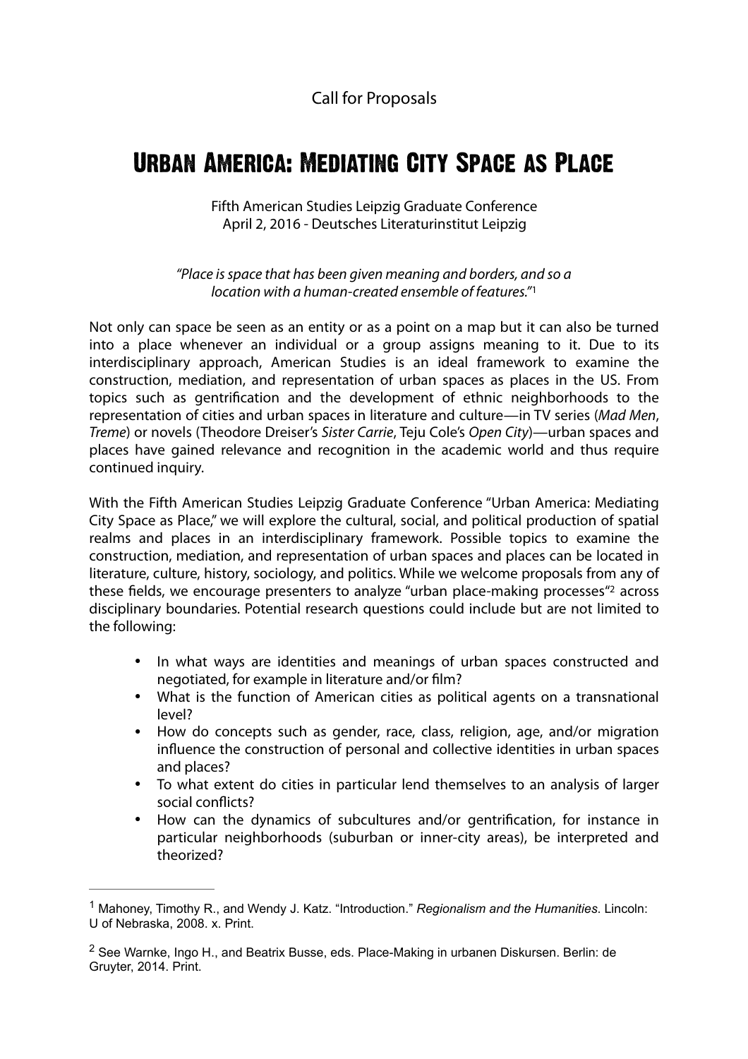Call for Proposals

# Urban America: Mediating City Space as Place

Fifth American Studies Leipzig Graduate Conference
April 2, 2016 - Deutsches Literaturinstitut Leipzig

*"Place is space that has been given meaning and borders, and so a location with a human-created ensemble of features."*[1]

Not only can space be seen as an entity or as a point on a map but it can also be turned into a place whenever an individual or a group assigns meaning to it. Due to its interdisciplinary approach, American Studies is an ideal framework to examine the construction, mediation, and representation of urban spaces as places in the US. From topics such as gentrification and the development of ethnic neighborhoods to the representation of cities and urban spaces in literature and culture—in TV series (*Mad Men*, *Treme*) or novels (Theodore Dreiser's *Sister Carrie*, Teju Cole's *Open City*)—urban spaces and places have gained relevance and recognition in the academic world and thus require continued inquiry.

With the Fifth American Studies Leipzig Graduate Conference "Urban America: Mediating City Space as Place," we will explore the cultural, social, and political production of spatial realms and places in an interdisciplinary framework. Possible topics to examine the construction, mediation, and representation of urban spaces and places can be located in literature, culture, history, sociology, and politics. While we welcome proposals from any of these fields, we encourage presenters to analyze "urban place-making processes"[2] across disciplinary boundaries. Potential research questions could include but are not limited to the following:

- In what ways are identities and meanings of urban spaces constructed and negotiated, for example in literature and/or film?
- What is the function of American cities as political agents on a transnational level?
- How do concepts such as gender, race, class, religion, age, and/or migration influence the construction of personal and collective identities in urban spaces and places?
- To what extent do cities in particular lend themselves to an analysis of larger social conflicts?
- How can the dynamics of subcultures and/or gentrification, for instance in particular neighborhoods (suburban or inner-city areas), be interpreted and theorized?

---

[1] Mahoney, Timothy R., and Wendy J. Katz. "Introduction." *Regionalism and the Humanities*. Lincoln: U of Nebraska, 2008. x. Print.

[2] See Warnke, Ingo H., and Beatrix Busse, eds. Place-Making in urbanen Diskursen. Berlin: de Gruyter, 2014. Print.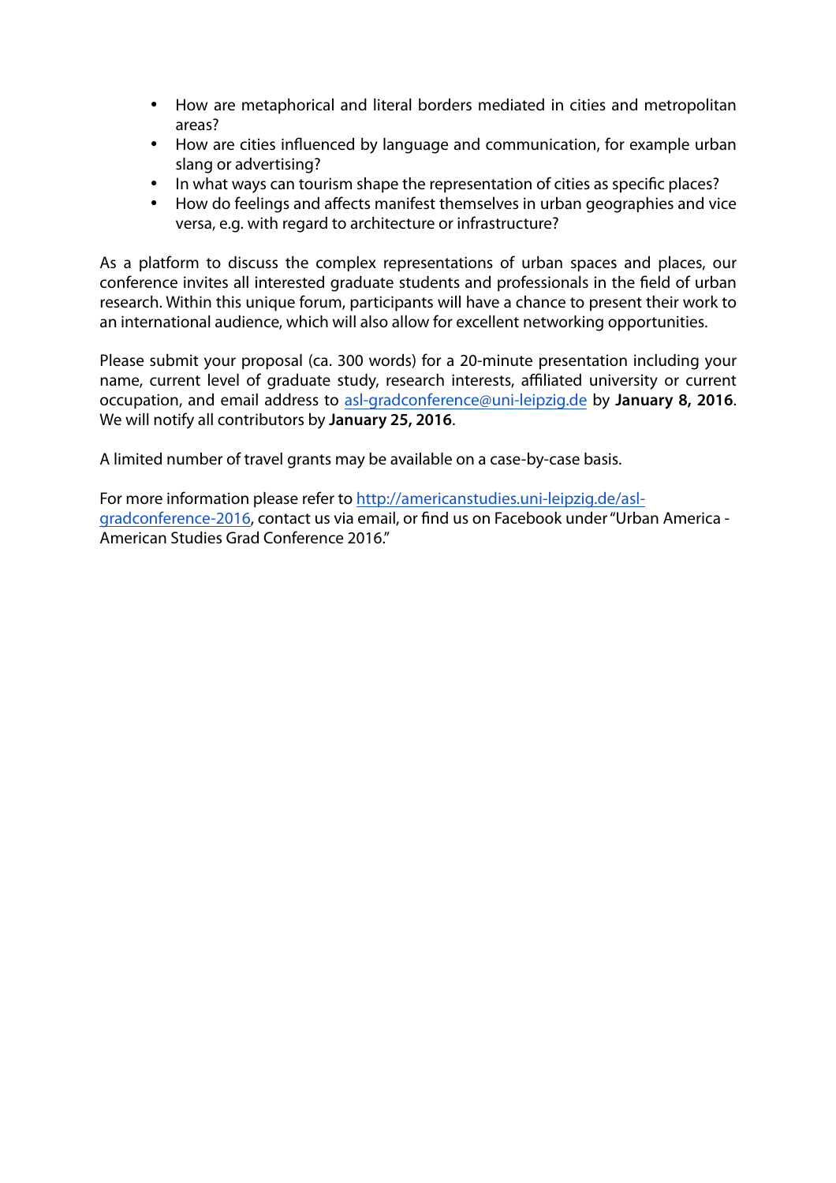- How are metaphorical and literal borders mediated in cities and metropolitan areas?
- How are cities influenced by language and communication, for example urban slang or advertising?
- In what ways can tourism shape the representation of cities as specific places?
- How do feelings and affects manifest themselves in urban geographies and vice versa, e.g. with regard to architecture or infrastructure?

As a platform to discuss the complex representations of urban spaces and places, our conference invites all interested graduate students and professionals in the field of urban research. Within this unique forum, participants will have a chance to present their work to an international audience, which will also allow for excellent networking opportunities.

Please submit your proposal (ca. 300 words) for a 20-minute presentation including your name, current level of graduate study, research interests, affiliated university or current occupation, and email address to asl-gradconference@uni-leipzig.de by **January 8, 2016**. We will notify all contributors by **January 25, 2016**.

A limited number of travel grants may be available on a case-by-case basis.

For more information please refer to http://americanstudies.uni-leipzig.de/asl-gradconference-2016, contact us via email, or find us on Facebook under "Urban America - American Studies Grad Conference 2016."